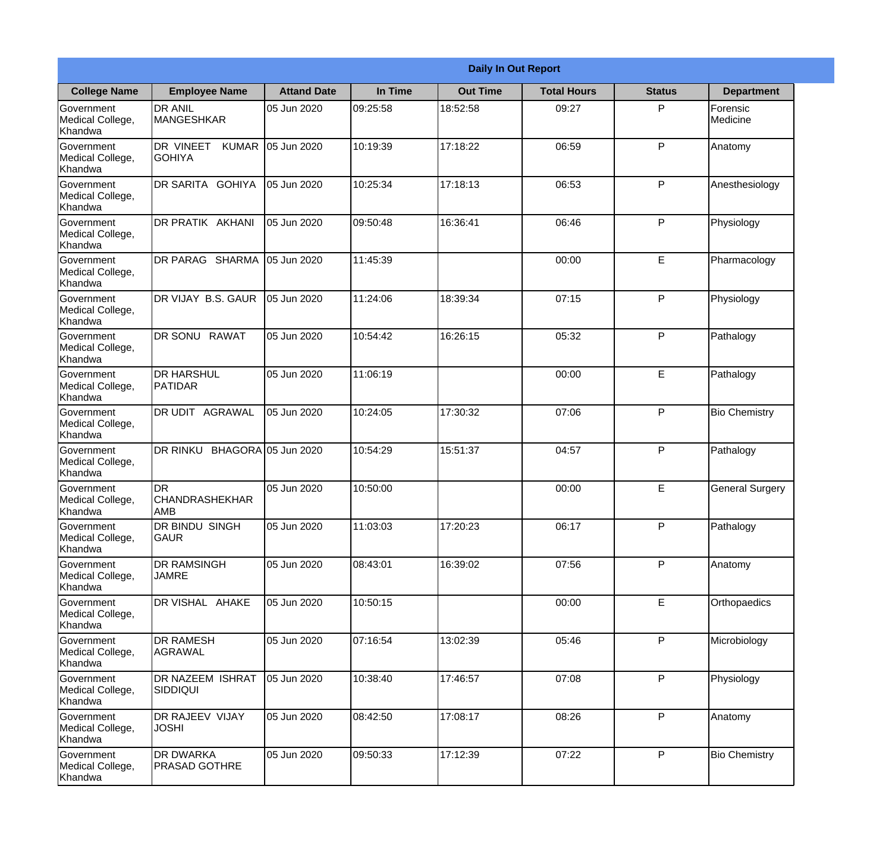| Daily In Out Report | | | | | | | |
|---|---|---|---|---|---|---|---|
| **College Name** | **Employee Name** | **Attand Date** | **In Time** | **Out Time** | **Total Hours** | **Status** | **Department** |
| Government Medical College, Khandwa | DR ANIL MANGESHKAR | 05 Jun 2020 | 09:25:58 | 18:52:58 | 09:27 | P | Forensic Medicine |
| Government Medical College, Khandwa | DR VINEET KUMAR GOHIYA | 05 Jun 2020 | 10:19:39 | 17:18:22 | 06:59 | P | Anatomy |
| Government Medical College, Khandwa | DR SARITA GOHIYA | 05 Jun 2020 | 10:25:34 | 17:18:13 | 06:53 | P | Anesthesiology |
| Government Medical College, Khandwa | DR PRATIK AKHANI | 05 Jun 2020 | 09:50:48 | 16:36:41 | 06:46 | P | Physiology |
| Government Medical College, Khandwa | DR PARAG SHARMA | 05 Jun 2020 | 11:45:39 | | 00:00 | E | Pharmacology |
| Government Medical College, Khandwa | DR VIJAY B.S. GAUR | 05 Jun 2020 | 11:24:06 | 18:39:34 | 07:15 | P | Physiology |
| Government Medical College, Khandwa | DR SONU RAWAT | 05 Jun 2020 | 10:54:42 | 16:26:15 | 05:32 | P | Pathalogy |
| Government Medical College, Khandwa | DR HARSHUL PATIDAR | 05 Jun 2020 | 11:06:19 | | 00:00 | E | Pathalogy |
| Government Medical College, Khandwa | DR UDIT AGRAWAL | 05 Jun 2020 | 10:24:05 | 17:30:32 | 07:06 | P | Bio Chemistry |
| Government Medical College, Khandwa | DR RINKU BHAGORA | 05 Jun 2020 | 10:54:29 | 15:51:37 | 04:57 | P | Pathalogy |
| Government Medical College, Khandwa | DR CHANDRASHEKHAR AMB | 05 Jun 2020 | 10:50:00 | | 00:00 | E | General Surgery |
| Government Medical College, Khandwa | DR BINDU SINGH GAUR | 05 Jun 2020 | 11:03:03 | 17:20:23 | 06:17 | P | Pathalogy |
| Government Medical College, Khandwa | DR RAMSINGH JAMRE | 05 Jun 2020 | 08:43:01 | 16:39:02 | 07:56 | P | Anatomy |
| Government Medical College, Khandwa | DR VISHAL AHAKE | 05 Jun 2020 | 10:50:15 | | 00:00 | E | Orthopaedics |
| Government Medical College, Khandwa | DR RAMESH AGRAWAL | 05 Jun 2020 | 07:16:54 | 13:02:39 | 05:46 | P | Microbiology |
| Government Medical College, Khandwa | DR NAZEEM ISHRAT SIDDIQUI | 05 Jun 2020 | 10:38:40 | 17:46:57 | 07:08 | P | Physiology |
| Government Medical College, Khandwa | DR RAJEEV VIJAY JOSHI | 05 Jun 2020 | 08:42:50 | 17:08:17 | 08:26 | P | Anatomy |
| Government Medical College, Khandwa | DR DWARKA PRASAD GOTHRE | 05 Jun 2020 | 09:50:33 | 17:12:39 | 07:22 | P | Bio Chemistry |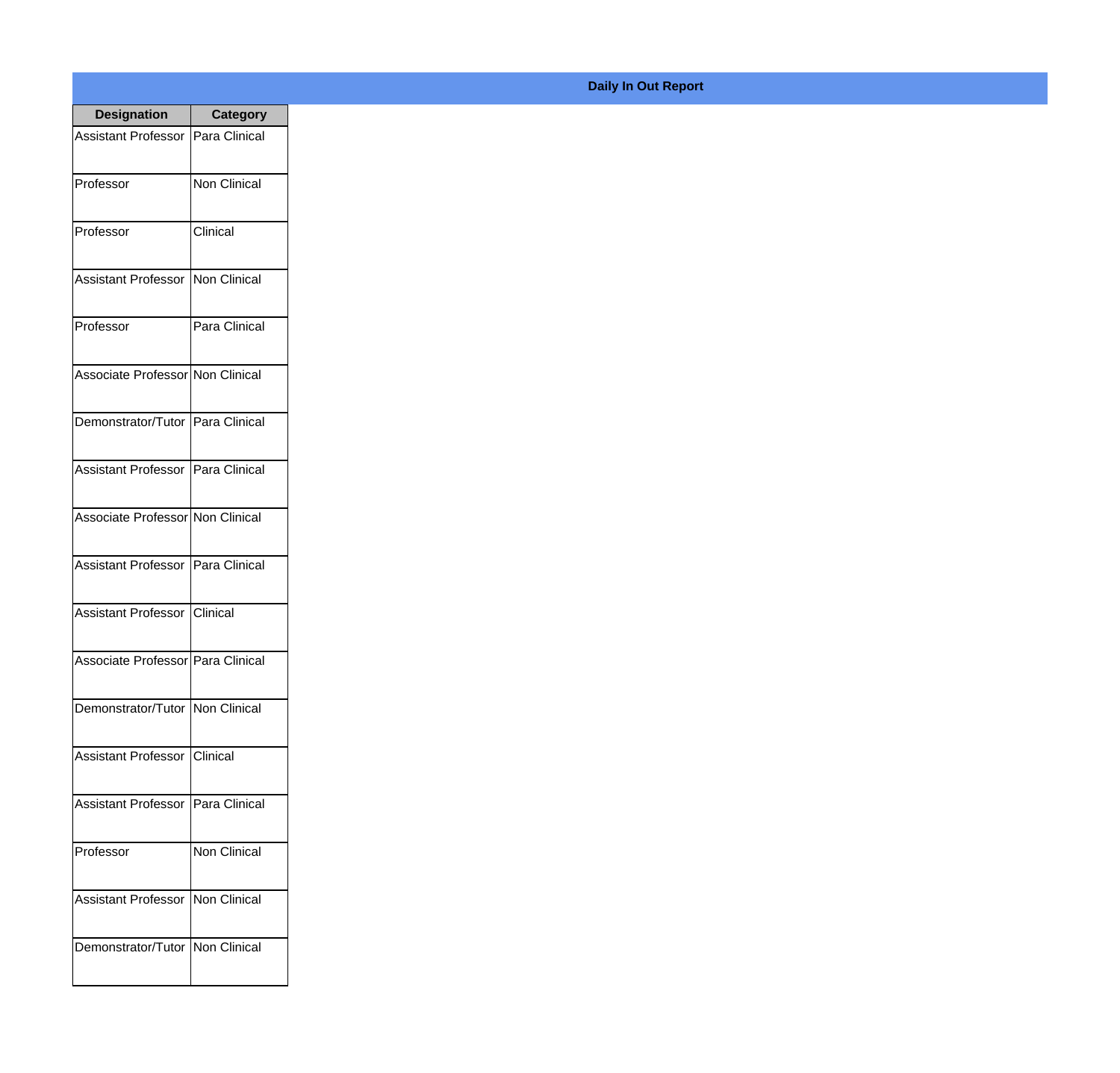**Daily In Out Report**

| Designation | Category |
| --- | --- |
| Assistant Professor | Para Clinical |
| Professor | Non Clinical |
| Professor | Clinical |
| Assistant Professor | Non Clinical |
| Professor | Para Clinical |
| Associate Professor | Non Clinical |
| Demonstrator/Tutor | Para Clinical |
| Assistant Professor | Para Clinical |
| Associate Professor | Non Clinical |
| Assistant Professor | Para Clinical |
| Assistant Professor | Clinical |
| Associate Professor | Para Clinical |
| Demonstrator/Tutor | Non Clinical |
| Assistant Professor | Clinical |
| Assistant Professor | Para Clinical |
| Professor | Non Clinical |
| Assistant Professor | Non Clinical |
| Demonstrator/Tutor | Non Clinical |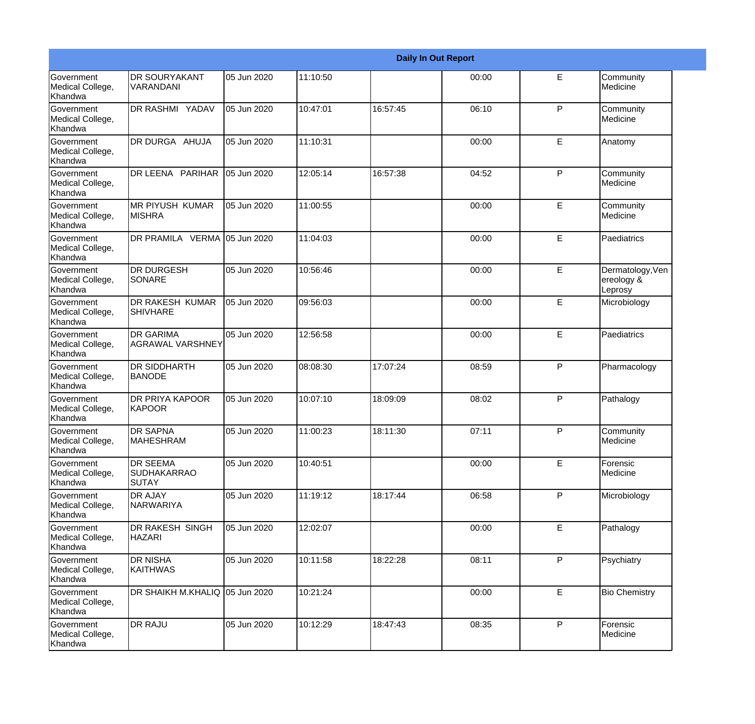| Daily In Out Report | | | | | | | |
|---|---|---|---|---|---|---|---|
| Government Medical College, Khandwa | DR SOURYAKANT VARANDANI | 05 Jun 2020 | 11:10:50 | | 00:00 | E | Community Medicine |
| Government Medical College, Khandwa | DR RASHMI YADAV | 05 Jun 2020 | 10:47:01 | 16:57:45 | 06:10 | P | Community Medicine |
| Government Medical College, Khandwa | DR DURGA AHUJA | 05 Jun 2020 | 11:10:31 | | 00:00 | E | Anatomy |
| Government Medical College, Khandwa | DR LEENA PARIHAR | 05 Jun 2020 | 12:05:14 | 16:57:38 | 04:52 | P | Community Medicine |
| Government Medical College, Khandwa | MR PIYUSH KUMAR MISHRA | 05 Jun 2020 | 11:00:55 | | 00:00 | E | Community Medicine |
| Government Medical College, Khandwa | DR PRAMILA VERMA | 05 Jun 2020 | 11:04:03 | | 00:00 | E | Paediatrics |
| Government Medical College, Khandwa | DR DURGESH SONARE | 05 Jun 2020 | 10:56:46 | | 00:00 | E | Dermatology,Venereology & Leprosy |
| Government Medical College, Khandwa | DR RAKESH KUMAR SHIVHARE | 05 Jun 2020 | 09:56:03 | | 00:00 | E | Microbiology |
| Government Medical College, Khandwa | DR GARIMA AGRAWAL VARSHNEY | 05 Jun 2020 | 12:56:58 | | 00:00 | E | Paediatrics |
| Government Medical College, Khandwa | DR SIDDHARTH BANODE | 05 Jun 2020 | 08:08:30 | 17:07:24 | 08:59 | P | Pharmacology |
| Government Medical College, Khandwa | DR PRIYA KAPOOR KAPOOR | 05 Jun 2020 | 10:07:10 | 18:09:09 | 08:02 | P | Pathalogy |
| Government Medical College, Khandwa | DR SAPNA MAHESHRAM | 05 Jun 2020 | 11:00:23 | 18:11:30 | 07:11 | P | Community Medicine |
| Government Medical College, Khandwa | DR SEEMA SUDHAKARRAO SUTAY | 05 Jun 2020 | 10:40:51 | | 00:00 | E | Forensic Medicine |
| Government Medical College, Khandwa | DR AJAY NARWARIYA | 05 Jun 2020 | 11:19:12 | 18:17:44 | 06:58 | P | Microbiology |
| Government Medical College, Khandwa | DR RAKESH SINGH HAZARI | 05 Jun 2020 | 12:02:07 | | 00:00 | E | Pathalogy |
| Government Medical College, Khandwa | DR NISHA KAITHWAS | 05 Jun 2020 | 10:11:58 | 18:22:28 | 08:11 | P | Psychiatry |
| Government Medical College, Khandwa | DR SHAIKH M.KHALIQ | 05 Jun 2020 | 10:21:24 | | 00:00 | E | Bio Chemistry |
| Government Medical College, Khandwa | DR RAJU | 05 Jun 2020 | 10:12:29 | 18:47:43 | 08:35 | P | Forensic Medicine |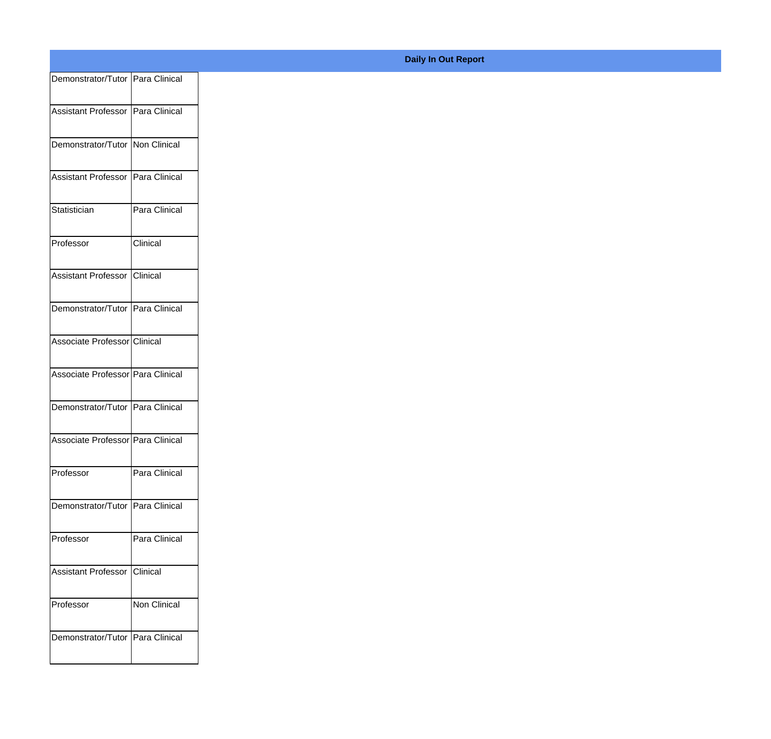**Daily In Out Report**

| | |
|---|---|
| Demonstrator/Tutor | Para Clinical |
| Assistant Professor | Para Clinical |
| Demonstrator/Tutor | Non Clinical |
| Assistant Professor | Para Clinical |
| Statistician | Para Clinical |
| Professor | Clinical |
| Assistant Professor | Clinical |
| Demonstrator/Tutor | Para Clinical |
| Associate Professor | Clinical |
| Associate Professor | Para Clinical |
| Demonstrator/Tutor | Para Clinical |
| Associate Professor | Para Clinical |
| Professor | Para Clinical |
| Demonstrator/Tutor | Para Clinical |
| Professor | Para Clinical |
| Assistant Professor | Clinical |
| Professor | Non Clinical |
| Demonstrator/Tutor | Para Clinical |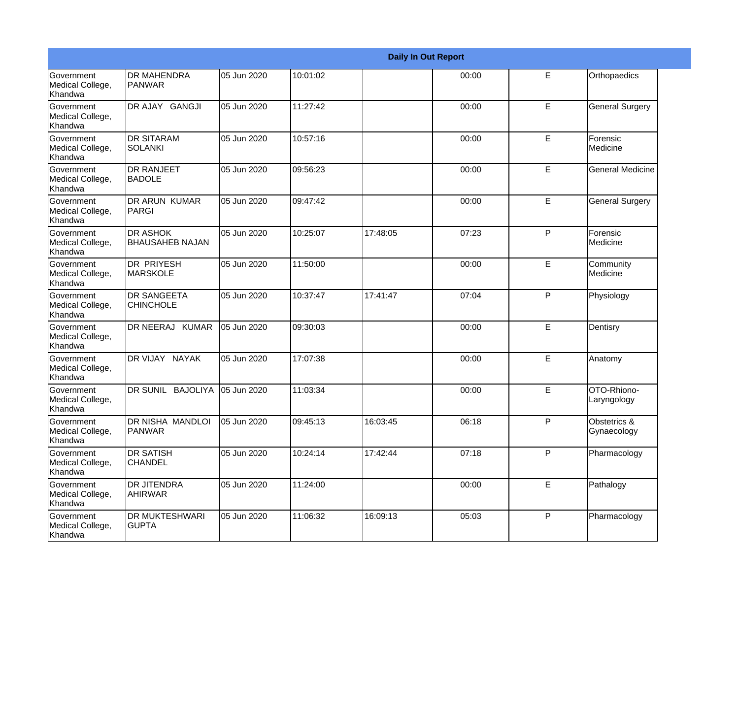| Daily In Out Report | | | | | | | |
|---|---|---|---|---|---|---|---|
| Government Medical College, Khandwa | DR MAHENDRA PANWAR | 05 Jun 2020 | 10:01:02 | | 00:00 | E | Orthopaedics |
| Government Medical College, Khandwa | DR AJAY GANGJI | 05 Jun 2020 | 11:27:42 | | 00:00 | E | General Surgery |
| Government Medical College, Khandwa | DR SITARAM SOLANKI | 05 Jun 2020 | 10:57:16 | | 00:00 | E | Forensic Medicine |
| Government Medical College, Khandwa | DR RANJEET BADOLE | 05 Jun 2020 | 09:56:23 | | 00:00 | E | General Medicine |
| Government Medical College, Khandwa | DR ARUN KUMAR PARGI | 05 Jun 2020 | 09:47:42 | | 00:00 | E | General Surgery |
| Government Medical College, Khandwa | DR ASHOK BHAUSAHEB NAJAN | 05 Jun 2020 | 10:25:07 | 17:48:05 | 07:23 | P | Forensic Medicine |
| Government Medical College, Khandwa | DR PRIYESH MARSKOLE | 05 Jun 2020 | 11:50:00 | | 00:00 | E | Community Medicine |
| Government Medical College, Khandwa | DR SANGEETA CHINCHOLE | 05 Jun 2020 | 10:37:47 | 17:41:47 | 07:04 | P | Physiology |
| Government Medical College, Khandwa | DR NEERAJ KUMAR | 05 Jun 2020 | 09:30:03 | | 00:00 | E | Dentisry |
| Government Medical College, Khandwa | DR VIJAY NAYAK | 05 Jun 2020 | 17:07:38 | | 00:00 | E | Anatomy |
| Government Medical College, Khandwa | DR SUNIL BAJOLIYA | 05 Jun 2020 | 11:03:34 | | 00:00 | E | OTO-Rhiono-Laryngology |
| Government Medical College, Khandwa | DR NISHA MANDLOI PANWAR | 05 Jun 2020 | 09:45:13 | 16:03:45 | 06:18 | P | Obstetrics & Gynaecology |
| Government Medical College, Khandwa | DR SATISH CHANDEL | 05 Jun 2020 | 10:24:14 | 17:42:44 | 07:18 | P | Pharmacology |
| Government Medical College, Khandwa | DR JITENDRA AHIRWAR | 05 Jun 2020 | 11:24:00 | | 00:00 | E | Pathalogy |
| Government Medical College, Khandwa | DR MUKTESHWARI GUPTA | 05 Jun 2020 | 11:06:32 | 16:09:13 | 05:03 | P | Pharmacology |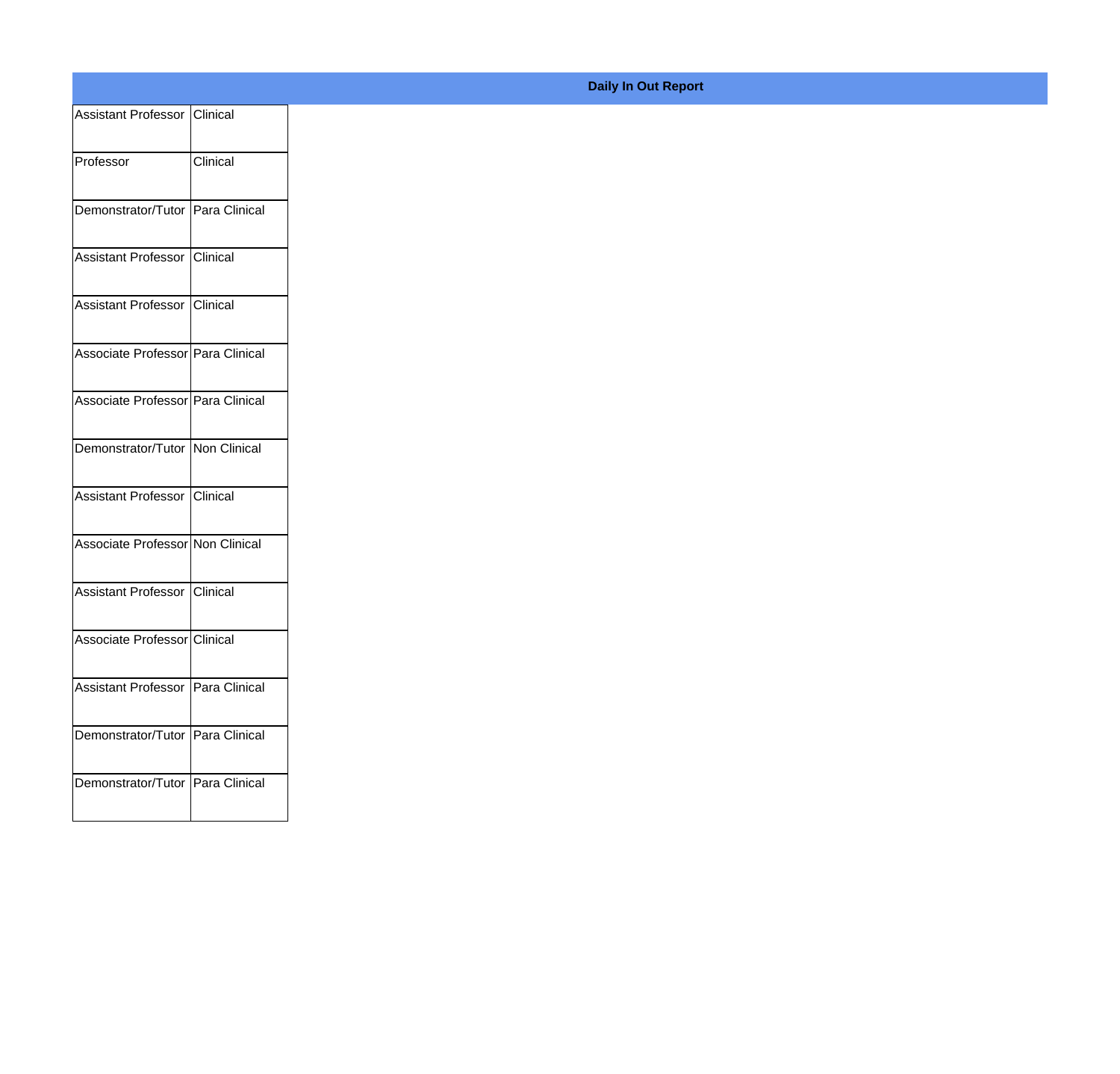**Daily In Out Report**

| | |
|---|---|
| Assistant Professor | Clinical |
| Professor | Clinical |
| Demonstrator/Tutor | Para Clinical |
| Assistant Professor | Clinical |
| Assistant Professor | Clinical |
| Associate Professor | Para Clinical |
| Associate Professor | Para Clinical |
| Demonstrator/Tutor | Non Clinical |
| Assistant Professor | Clinical |
| Associate Professor | Non Clinical |
| Assistant Professor | Clinical |
| Associate Professor | Clinical |
| Assistant Professor | Para Clinical |
| Demonstrator/Tutor | Para Clinical |
| Demonstrator/Tutor | Para Clinical |